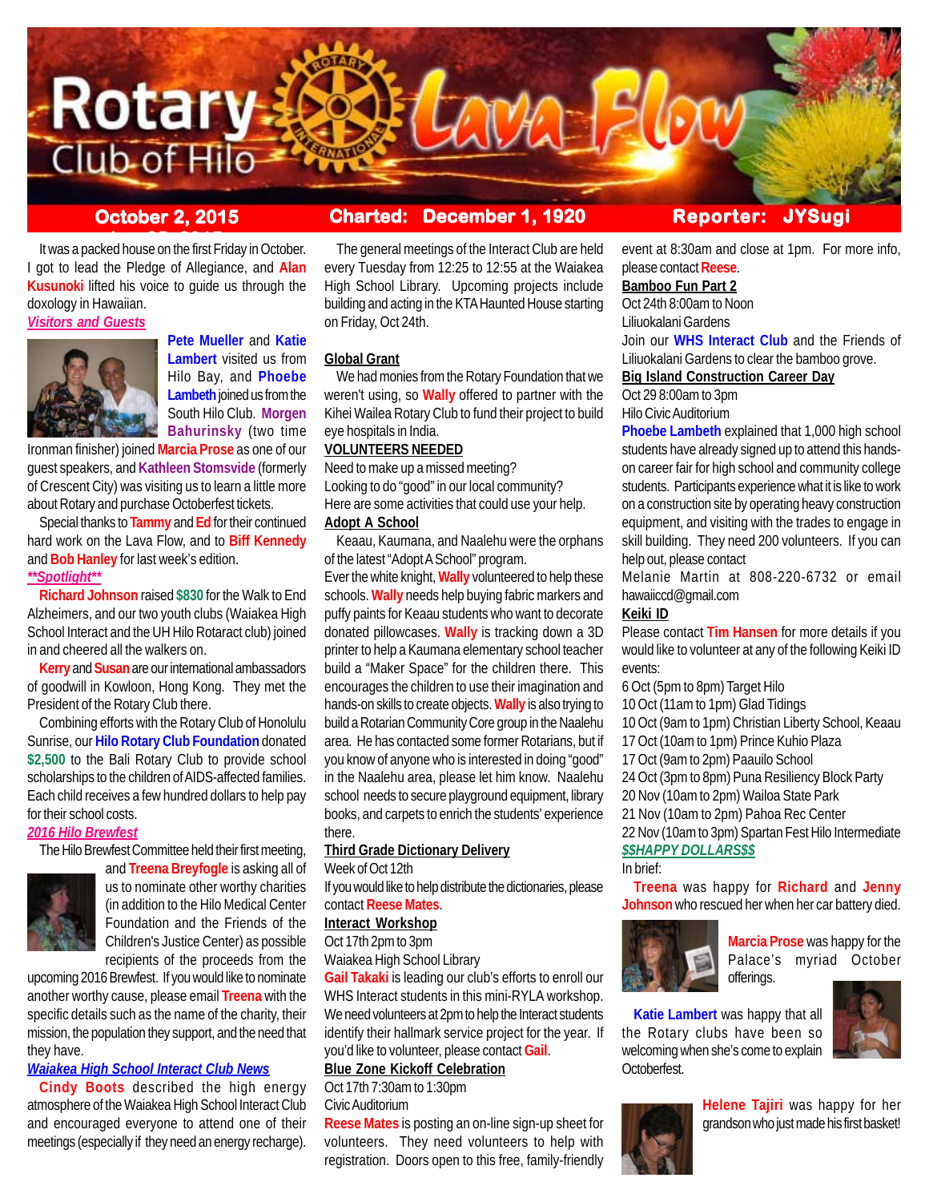# Rotary Club of Hilo — Lava Flow

**October 2, 2015** | **Charted: December 1, 1920** | **Reporter: JYSugi**

It was a packed house on the first Friday in October. I got to lead the Pledge of Allegiance, and **Alan Kusunoki** lifted his voice to guide us through the doxology in Hawaiian.

***Visitors and Guests***

**Pete Mueller** and **Katie Lambert** visited us from Hilo Bay, and **Phoebe Lambeth** joined us from the South Hilo Club. **Morgen Bahurinsky** (two time Ironman finisher) joined **Marcia Prose** as one of our guest speakers, and **Kathleen Stomsvide** (formerly of Crescent City) was visiting us to learn a little more about Rotary and purchase Octoberfest tickets.

Special thanks to **Tammy** and **Ed** for their continued hard work on the Lava Flow, and to **Biff Kennedy** and **Bob Hanley** for last week's edition.

***\*\*Spotlight\*\****

**Richard Johnson** raised **$830** for the Walk to End Alzheimers, and our two youth clubs (Waiakea High School Interact and the UH Hilo Rotaract club) joined in and cheered all the walkers on.

**Kerry** and **Susan** are our international ambassadors of goodwill in Kowloon, Hong Kong. They met the President of the Rotary Club there.

Combining efforts with the Rotary Club of Honolulu Sunrise, our **Hilo Rotary Club Foundation** donated **$2,500** to the Bali Rotary Club to provide school scholarships to the children of AIDS-affected families. Each child receives a few hundred dollars to help pay for their school costs.

***2016 Hilo Brewfest***

The Hilo Brewfest Committee held their first meeting, and **Treena Breyfogle** is asking all of us to nominate other worthy charities (in addition to the Hilo Medical Center Foundation and the Friends of the Children's Justice Center) as possible recipients of the proceeds from the upcoming 2016 Brewfest. If you would like to nominate another worthy cause, please email **Treena** with the specific details such as the name of the charity, their mission, the population they support, and the need that they have.

***Waiakea High School Interact Club News***

**Cindy Boots** described the high energy atmosphere of the Waiakea High School Interact Club and encouraged everyone to attend one of their meetings (especially if they need an energy recharge).

The general meetings of the Interact Club are held every Tuesday from 12:25 to 12:55 at the Waiakea High School Library. Upcoming projects include building and acting in the KTA Haunted House starting on Friday, Oct 24th.

**Global Grant**

We had monies from the Rotary Foundation that we weren't using, so **Wally** offered to partner with the Kihei Wailea Rotary Club to fund their project to build eye hospitals in India.

**VOLUNTEERS NEEDED**

Need to make up a missed meeting?
Looking to do "good" in our local community?
Here are some activities that could use your help.

**Adopt A School**

Keaau, Kaumana, and Naalehu were the orphans of the latest "Adopt A School" program.
Ever the white knight, **Wally** volunteered to help these schools. **Wally** needs help buying fabric markers and puffy paints for Keaau students who want to decorate donated pillowcases. **Wally** is tracking down a 3D printer to help a Kaumana elementary school teacher build a "Maker Space" for the children there. This encourages the children to use their imagination and hands-on skills to create objects. **Wally** is also trying to build a Rotarian Community Core group in the Naalehu area. He has contacted some former Rotarians, but if you know of anyone who is interested in doing "good" in the Naalehu area, please let him know. Naalehu school needs to secure playground equipment, library books, and carpets to enrich the students' experience there.

**Third Grade Dictionary Delivery**

Week of Oct 12th
If you would like to help distribute the dictionaries, please contact **Reese Mates**.

**Interact Workshop**

Oct 17th 2pm to 3pm
Waiakea High School Library
**Gail Takaki** is leading our club's efforts to enroll our WHS Interact students in this mini-RYLA workshop. We need volunteers at 2pm to help the Interact students identify their hallmark service project for the year. If you'd like to volunteer, please contact **Gail**.

**Blue Zone Kickoff Celebration**

Oct 17th 7:30am to 1:30pm
Civic Auditorium
**Reese Mates** is posting an on-line sign-up sheet for volunteers. They need volunteers to help with registration. Doors open to this free, family-friendly event at 8:30am and close at 1pm. For more info, please contact **Reese**.

**Bamboo Fun Part 2**

Oct 24th 8:00am to Noon
Liliuokalani Gardens
Join our **WHS Interact Club** and the Friends of Liliuokalani Gardens to clear the bamboo grove.

**Big Island Construction Career Day**

Oct 29 8:00am to 3pm
Hilo Civic Auditorium
**Phoebe Lambeth** explained that 1,000 high school students have already signed up to attend this hands-on career fair for high school and community college students. Participants experience what it is like to work on a construction site by operating heavy construction equipment, and visiting with the trades to engage in skill building. They need 200 volunteers. If you can help out, please contact
Melanie Martin at 808-220-6732 or email hawaiiccd@gmail.com

**Keiki ID**

Please contact **Tim Hansen** for more details if you would like to volunteer at any of the following Keiki ID events:

- 6 Oct (5pm to 8pm) Target Hilo
- 10 Oct (11am to 1pm) Glad Tidings
- 10 Oct (9am to 1pm) Christian Liberty School, Keaau
- 17 Oct (10am to 1pm) Prince Kuhio Plaza
- 17 Oct (9am to 2pm) Paauilo School
- 24 Oct (3pm to 8pm) Puna Resiliency Block Party
- 20 Nov (10am to 2pm) Wailoa State Park
- 21 Nov (10am to 2pm) Pahoa Rec Center
- 22 Nov (10am to 3pm) Spartan Fest Hilo Intermediate

***$$HAPPY DOLLARS$$***

In brief:

**Treena** was happy for **Richard** and **Jenny Johnson** who rescued her when her car battery died.

**Marcia Prose** was happy for the Palace's myriad October offerings.

**Katie Lambert** was happy that all the Rotary clubs have been so welcoming when she's come to explain Octoberfest.

**Helene Tajiri** was happy for her grandson who just made his first basket!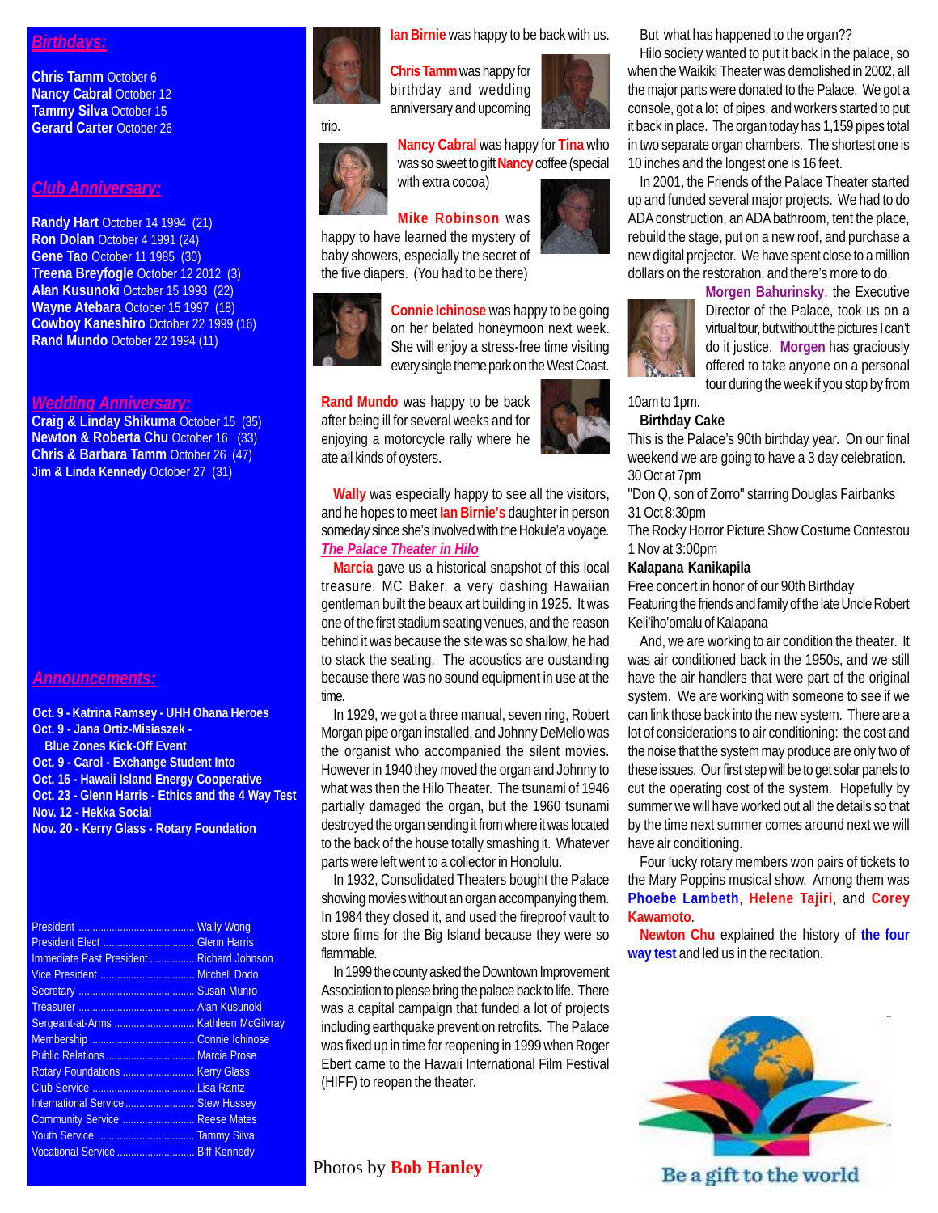## Birthdays:

**Chris Tamm** October 6
**Nancy Cabral** October 12
**Tammy Silva** October 15
**Gerard Carter** October 26

## Club Anniversary:

**Randy Hart** October 14 1994 (21)
**Ron Dolan** October 4 1991 (24)
**Gene Tao** October 11 1985 (30)
**Treena Breyfogle** October 12 2012 (3)
**Alan Kusunoki** October 15 1993 (22)
**Wayne Atebara** October 15 1997 (18)
**Cowboy Kaneshiro** October 22 1999 (16)
**Rand Mundo** October 22 1994 (11)

## Wedding Anniversary:

**Craig & Linday Shikuma** October 15 (35)
**Newton & Roberta Chu** October 16 (33)
**Chris & Barbara Tamm** October 26 (47)
**Jim & Linda Kennedy** October 27 (31)

## Announcements:

**Oct. 9 - Katrina Ramsey - UHH Ohana Heroes**
**Oct. 9 - Jana Ortiz-Misiaszek - Blue Zones Kick-Off Event**
**Oct. 9 - Carol - Exchange Student Into**
**Oct. 16 - Hawaii Island Energy Cooperative**
**Oct. 23 - Glenn Harris - Ethics and the 4 Way Test**
**Nov. 12 - Hekka Social**
**Nov. 20 - Kerry Glass - Rotary Foundation**

| | |
|---|---|
| President | Wally Wong |
| President Elect | Glenn Harris |
| Immediate Past President | Richard Johnson |
| Vice President | Mitchell Dodo |
| Secretary | Susan Munro |
| Treasurer | Alan Kusunoki |
| Sergeant-at-Arms | Kathleen McGilvray |
| Membership | Connie Ichinose |
| Public Relations | Marcia Prose |
| Rotary Foundations | Kerry Glass |
| Club Service | Lisa Rantz |
| International Service | Stew Hussey |
| Community Service | Reese Mates |
| Youth Service | Tammy Silva |
| Vocational Service | Biff Kennedy |

**Ian Birnie** was happy to be back with us.

**Chris Tamm** was happy for birthday and wedding anniversary and upcoming trip.

**Nancy Cabral** was happy for **Tina** who was so sweet to gift **Nancy** coffee (special with extra cocoa)

**Mike Robinson** was happy to have learned the mystery of baby showers, especially the secret of the five diapers. (You had to be there)

**Connie Ichinose** was happy to be going on her belated honeymoon next week. She will enjoy a stress-free time visiting every single theme park on the West Coast.

**Rand Mundo** was happy to be back after being ill for several weeks and for enjoying a motorcycle rally where he ate all kinds of oysters.

**Wally** was especially happy to see all the visitors, and he hopes to meet **Ian Birnie's** daughter in person someday since she's involved with the Hokule'a voyage.

### The Palace Theater in Hilo

**Marcia** gave us a historical snapshot of this local treasure. MC Baker, a very dashing Hawaiian gentleman built the beaux art building in 1925. It was one of the first stadium seating venues, and the reason behind it was because the site was so shallow, he had to stack the seating. The acoustics are oustanding because there was no sound equipment in use at the time.

In 1929, we got a three manual, seven ring, Robert Morgan pipe organ installed, and Johnny DeMello was the organist who accompanied the silent movies. However in 1940 they moved the organ and Johnny to what was then the Hilo Theater. The tsunami of 1946 partially damaged the organ, but the 1960 tsunami destroyed the organ sending it from where it was located to the back of the house totally smashing it. Whatever parts were left went to a collector in Honolulu.

In 1932, Consolidated Theaters bought the Palace showing movies without an organ accompanying them. In 1984 they closed it, and used the fireproof vault to store films for the Big Island because they were so flammable.

In 1999 the county asked the Downtown Improvement Association to please bring the palace back to life. There was a capital campaign that funded a lot of projects including earthquake prevention retrofits. The Palace was fixed up in time for reopening in 1999 when Roger Ebert came to the Hawaii International Film Festival (HIFF) to reopen the theater.

But what has happened to the organ??

Hilo society wanted to put it back in the palace, so when the Waikiki Theater was demolished in 2002, all the major parts were donated to the Palace. We got a console, got a lot of pipes, and workers started to put it back in place. The organ today has 1,159 pipes total in two separate organ chambers. The shortest one is 10 inches and the longest one is 16 feet.

In 2001, the Friends of the Palace Theater started up and funded several major projects. We had to do ADA construction, an ADA bathroom, tent the place, rebuild the stage, put on a new roof, and purchase a new digital projector. We have spent close to a million dollars on the restoration, and there's more to do.

**Morgen Bahurinsky**, the Executive Director of the Palace, took us on a virtual tour, but without the pictures I can't do it justice. **Morgen** has graciously offered to take anyone on a personal tour during the week if you stop by from 10am to 1pm.

**Birthday Cake**
This is the Palace's 90th birthday year. On our final weekend we are going to have a 3 day celebration.
30 Oct at 7pm
"Don Q, son of Zorro" starring Douglas Fairbanks
31 Oct 8:30pm
The Rocky Horror Picture Show Costume Contestou
1 Nov at 3:00pm
**Kalapana Kanikapila**
Free concert in honor of our 90th Birthday
Featuring the friends and family of the late Uncle Robert Keli'iho'omalu of Kalapana

And, we are working to air condition the theater. It was air conditioned back in the 1950s, and we still have the air handlers that were part of the original system. We are working with someone to see if we can link those back into the new system. There are a lot of considerations to air conditioning: the cost and the noise that the system may produce are only two of these issues. Our first step will be to get solar panels to cut the operating cost of the system. Hopefully by summer we will have worked out all the details so that by the time next summer comes around next we will have air conditioning.

Four lucky rotary members won pairs of tickets to the Mary Poppins musical show. Among them was **Phoebe Lambeth**, **Helene Tajiri**, and **Corey Kawamoto**.

**Newton Chu** explained the history of **the four way test** and led us in the recitation.

Photos by **Bob Hanley**

Be a gift to the world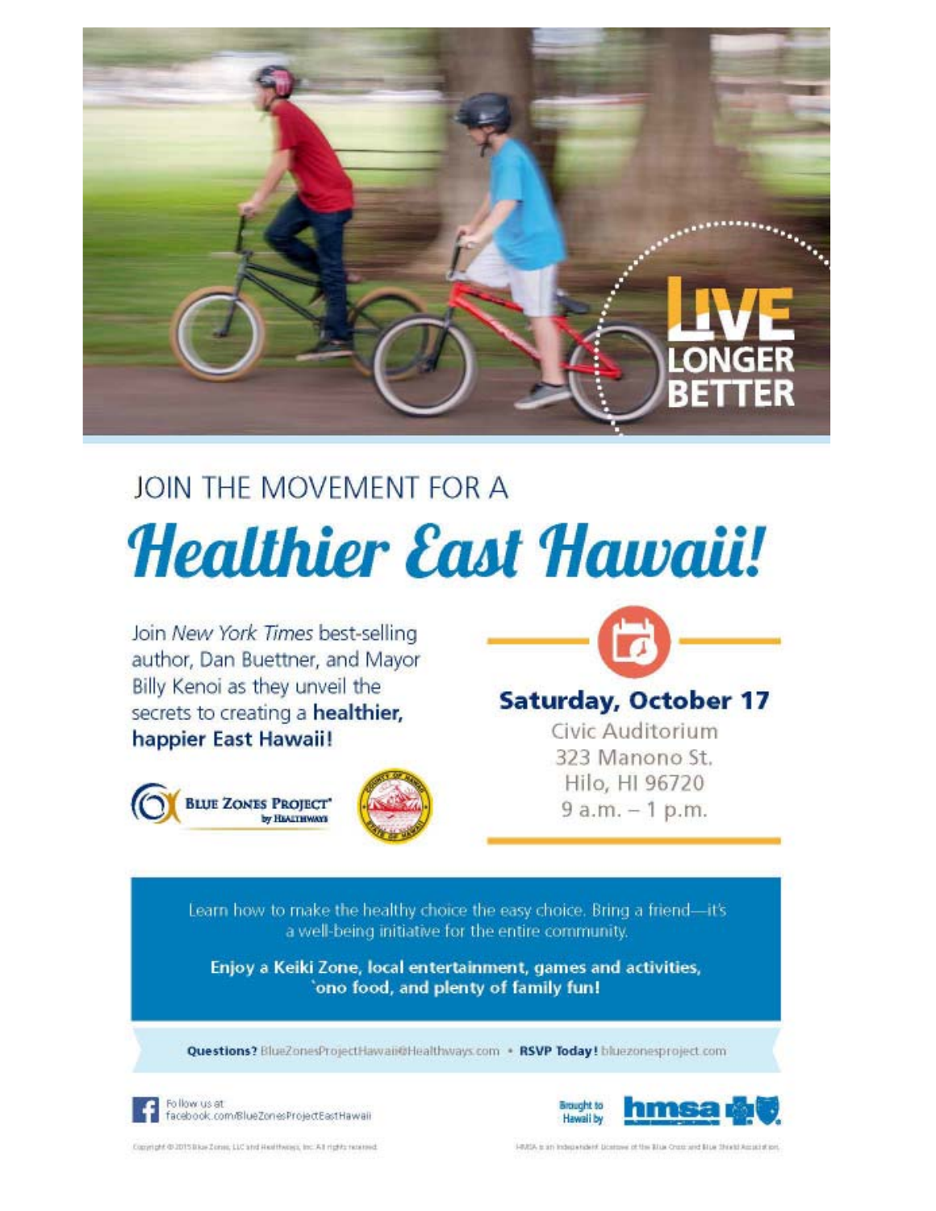LIVE LONGER BETTER

JOIN THE MOVEMENT FOR A

# Healthier East Hawaii!

Join *New York Times* best-selling author, Dan Buettner, and Mayor Billy Kenoi as they unveil the secrets to creating a **healthier, happier East Hawaii!**

BLUE ZONES PROJECT® by HEALTHWAYS

**Saturday, October 17**

Civic Auditorium
323 Manono St.
Hilo, HI 96720
9 a.m. – 1 p.m.

Learn how to make the healthy choice the easy choice. Bring a friend—it's a well-being initiative for the entire community.

**Enjoy a Keiki Zone, local entertainment, games and activities, `ono food, and plenty of family fun!**

**Questions?** BlueZonesProjectHawaii@Healthways.com • **RSVP Today!** bluezonesproject.com

Follow us at facebook.com/BlueZonesProjectEastHawaii

Brought to Hawaii by hmsa

Copyright © 2015 Blue Zones, LLC and Healthways, Inc. All rights reserved.

HMSA is an Independent Licensee of the Blue Cross and Blue Shield Association.